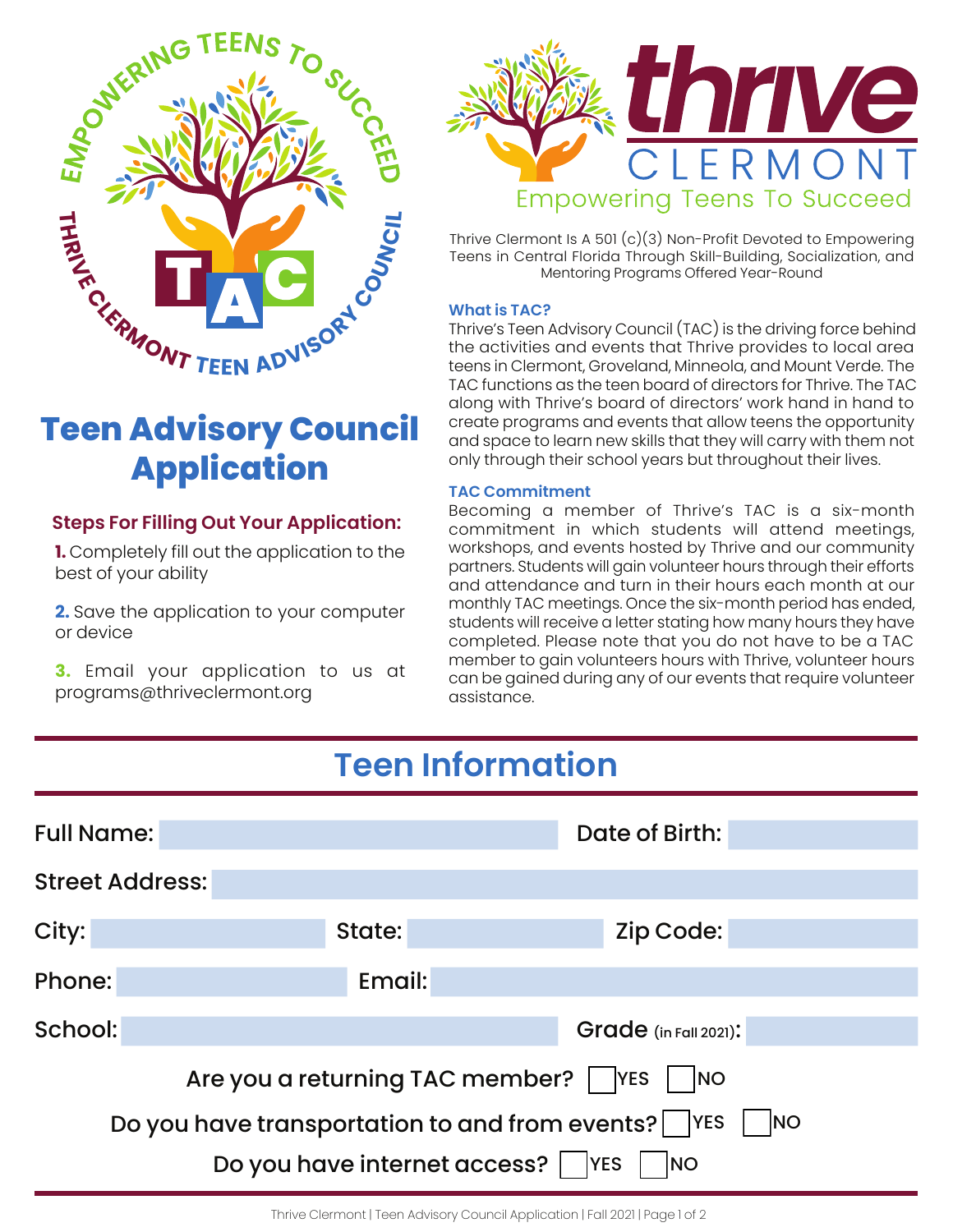EMPOWERING TEENS TO SUCCEED

THRIVE CLERMONT TEEN ADVISORY COUNCIL

# Teen Advisory Council Application

### Steps For Filling Out Your Application:

**1.** Completely fill out the application to the best of your ability

**2.** Save the application to your computer or device

**3.** Email your application to us at programs@thriveclermont.org

**thrive** CLERMONT
Empowering Teens To Succeed

Thrive Clermont Is A 501 (c)(3) Non-Profit Devoted to Empowering Teens in Central Florida Through Skill-Building, Socialization, and Mentoring Programs Offered Year-Round

#### What is TAC?

Thrive's Teen Advisory Council (TAC) is the driving force behind the activities and events that Thrive provides to local area teens in Clermont, Groveland, Minneola, and Mount Verde. The TAC functions as the teen board of directors for Thrive. The TAC along with Thrive's board of directors' work hand in hand to create programs and events that allow teens the opportunity and space to learn new skills that they will carry with them not only through their school years but throughout their lives.

#### TAC Commitment

Becoming a member of Thrive's TAC is a six-month commitment in which students will attend meetings, workshops, and events hosted by Thrive and our community partners. Students will gain volunteer hours through their efforts and attendance and turn in their hours each month at our monthly TAC meetings. Once the six-month period has ended, students will receive a letter stating how many hours they have completed. Please note that you do not have to be a TAC member to gain volunteers hours with Thrive, volunteer hours can be gained during any of our events that require volunteer assistance.

## Teen Information

Full Name: \_\_\_\_\_\_\_\_\_\_ Date of Birth: \_\_\_\_\_\_\_\_\_\_

Street Address: \_\_\_\_\_\_\_\_\_\_

City: \_\_\_\_\_\_\_\_\_\_ State: \_\_\_\_\_\_\_\_\_\_ Zip Code: \_\_\_\_\_\_\_\_\_\_

Phone: \_\_\_\_\_\_\_\_\_\_ Email: \_\_\_\_\_\_\_\_\_\_

School: \_\_\_\_\_\_\_\_\_\_ Grade (in Fall 2021): \_\_\_\_\_\_\_\_\_\_

Are you a returning TAC member? ☐ YES ☐ NO

Do you have transportation to and from events? ☐ YES ☐ NO

Do you have internet access? ☐ YES ☐ NO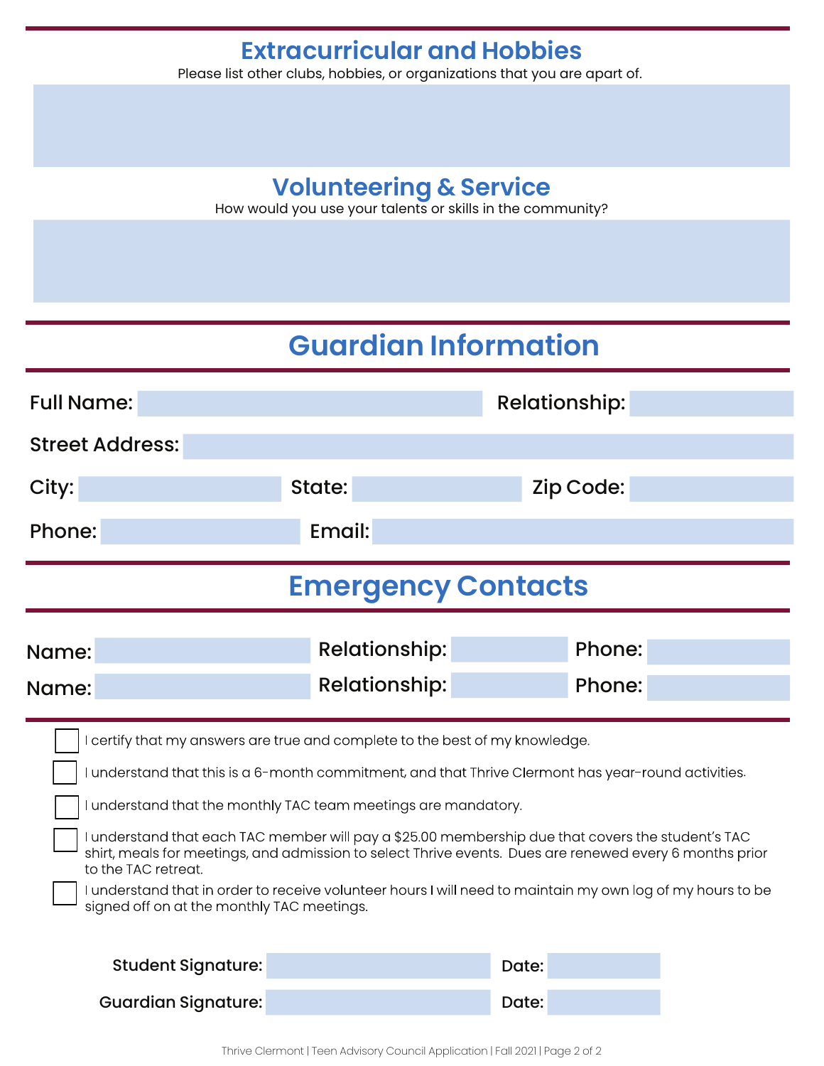## Extracurricular and Hobbies

Please list other clubs, hobbies, or organizations that you are apart of.

## Volunteering & Service

How would you use your talents or skills in the community?

# Guardian Information

Full Name: Relationship:

Street Address:

City: State: Zip Code:

Phone: Email:

# Emergency Contacts

Name: Relationship: Phone:

Name: Relationship: Phone:

- ☐ I certify that my answers are true and complete to the best of my knowledge.
- ☐ I understand that this is a 6-month commitment, and that Thrive Clermont has year-round activities.
- ☐ I understand that the monthly TAC team meetings are mandatory.
- ☐ I understand that each TAC member will pay a $25.00 membership due that covers the student's TAC shirt, meals for meetings, and admission to select Thrive events. Dues are renewed every 6 months prior to the TAC retreat.
- ☐ I understand that in order to receive volunteer hours I will need to maintain my own log of my hours to be signed off on at the monthly TAC meetings.

Student Signature: Date:

Guardian Signature: Date: